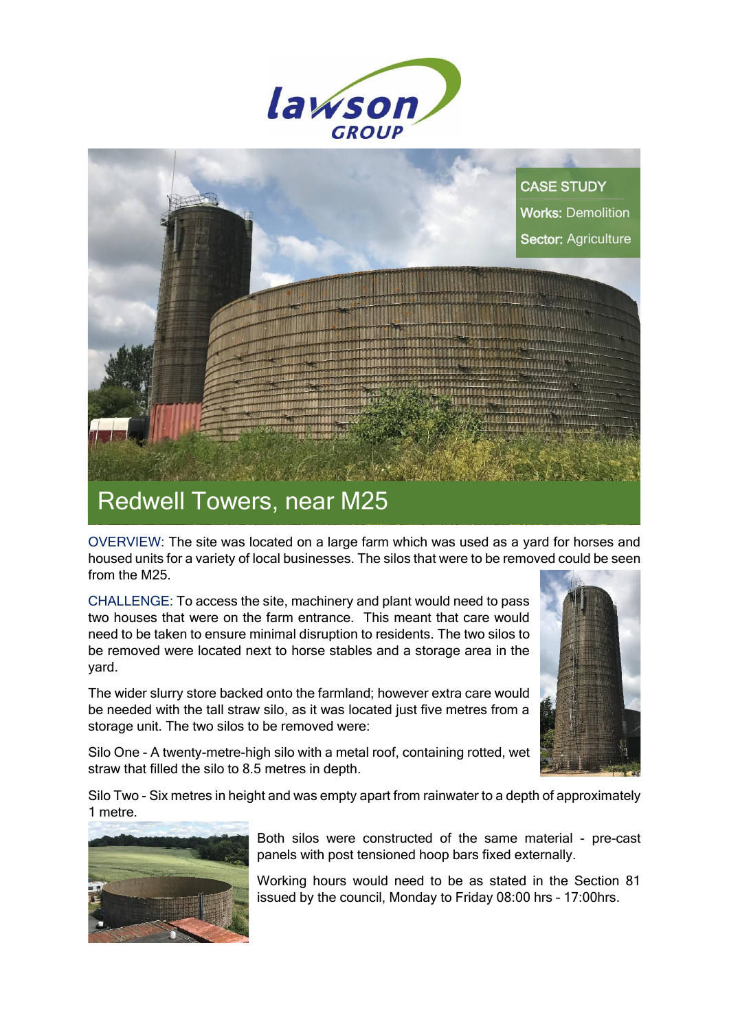lawson GROUP

CASE STUDY

**Works:** Demolition

**Sector:** Agriculture

# Redwell Towers, near M25

OVERVIEW: The site was located on a large farm which was used as a yard for horses and housed units for a variety of local businesses. The silos that were to be removed could be seen from the M25.

CHALLENGE: To access the site, machinery and plant would need to pass two houses that were on the farm entrance. This meant that care would need to be taken to ensure minimal disruption to residents. The two silos to be removed were located next to horse stables and a storage area in the yard.

The wider slurry store backed onto the farmland; however extra care would be needed with the tall straw silo, as it was located just five metres from a storage unit. The two silos to be removed were:

Silo One - A twenty-metre-high silo with a metal roof, containing rotted, wet straw that filled the silo to 8.5 metres in depth.

Silo Two - Six metres in height and was empty apart from rainwater to a depth of approximately 1 metre.

Both silos were constructed of the same material - pre-cast panels with post tensioned hoop bars fixed externally.

Working hours would need to be as stated in the Section 81 issued by the council, Monday to Friday 08:00 hrs – 17:00hrs.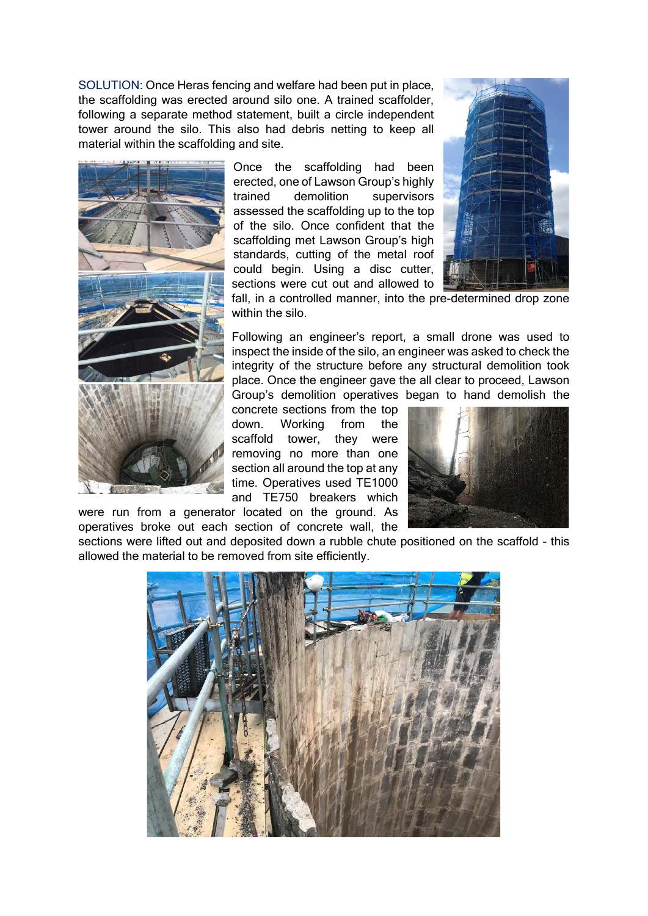SOLUTION: Once Heras fencing and welfare had been put in place, the scaffolding was erected around silo one. A trained scaffolder, following a separate method statement, built a circle independent tower around the silo. This also had debris netting to keep all material within the scaffolding and site.

Once the scaffolding had been erected, one of Lawson Group's highly trained demolition supervisors assessed the scaffolding up to the top of the silo. Once confident that the scaffolding met Lawson Group's high standards, cutting of the metal roof could begin. Using a disc cutter, sections were cut out and allowed to fall, in a controlled manner, into the pre-determined drop zone within the silo.

Following an engineer's report, a small drone was used to inspect the inside of the silo, an engineer was asked to check the integrity of the structure before any structural demolition took place. Once the engineer gave the all clear to proceed, Lawson Group's demolition operatives began to hand demolish the concrete sections from the top down. Working from the scaffold tower, they were removing no more than one section all around the top at any time. Operatives used TE1000 and TE750 breakers which were run from a generator located on the ground. As operatives broke out each section of concrete wall, the sections were lifted out and deposited down a rubble chute positioned on the scaffold - this allowed the material to be removed from site efficiently.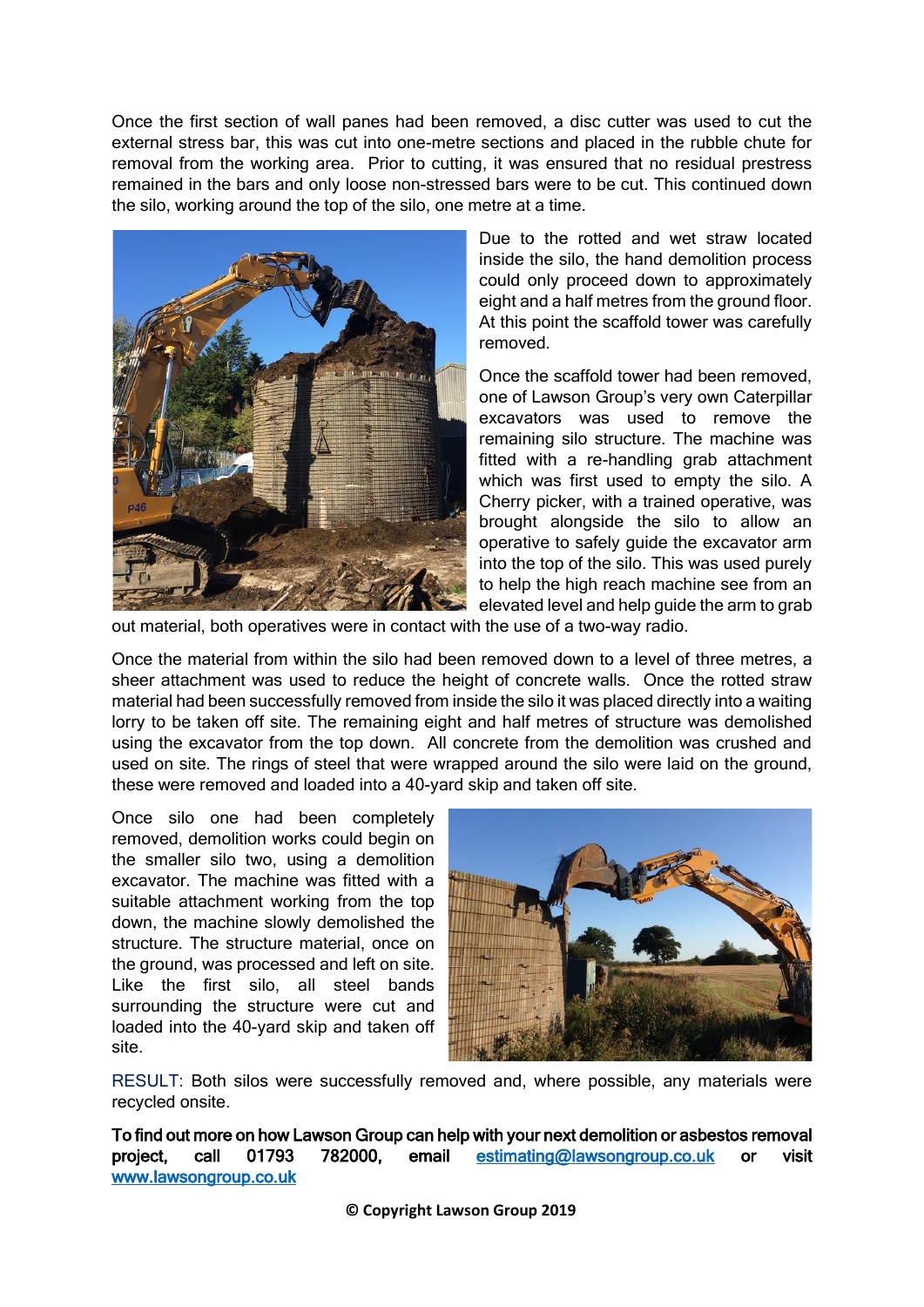Once the first section of wall panes had been removed, a disc cutter was used to cut the external stress bar, this was cut into one-metre sections and placed in the rubble chute for removal from the working area. Prior to cutting, it was ensured that no residual prestress remained in the bars and only loose non-stressed bars were to be cut. This continued down the silo, working around the top of the silo, one metre at a time.

Due to the rotted and wet straw located inside the silo, the hand demolition process could only proceed down to approximately eight and a half metres from the ground floor. At this point the scaffold tower was carefully removed.

Once the scaffold tower had been removed, one of Lawson Group's very own Caterpillar excavators was used to remove the remaining silo structure. The machine was fitted with a re-handling grab attachment which was first used to empty the silo. A Cherry picker, with a trained operative, was brought alongside the silo to allow an operative to safely guide the excavator arm into the top of the silo. This was used purely to help the high reach machine see from an elevated level and help guide the arm to grab out material, both operatives were in contact with the use of a two-way radio.

Once the material from within the silo had been removed down to a level of three metres, a sheer attachment was used to reduce the height of concrete walls. Once the rotted straw material had been successfully removed from inside the silo it was placed directly into a waiting lorry to be taken off site. The remaining eight and half metres of structure was demolished using the excavator from the top down. All concrete from the demolition was crushed and used on site. The rings of steel that were wrapped around the silo were laid on the ground, these were removed and loaded into a 40-yard skip and taken off site.

Once silo one had been completely removed, demolition works could begin on the smaller silo two, using a demolition excavator. The machine was fitted with a suitable attachment working from the top down, the machine slowly demolished the structure. The structure material, once on the ground, was processed and left on site. Like the first silo, all steel bands surrounding the structure were cut and loaded into the 40-yard skip and taken off site.

RESULT: Both silos were successfully removed and, where possible, any materials were recycled onsite.

**To find out more on how Lawson Group can help with your next demolition or asbestos removal project, call 01793 782000, email [estimating@lawsongroup.co.uk](mailto:estimating@lawsongroup.co.uk) or visit [www.lawsongroup.co.uk](http://www.lawsongroup.co.uk)**

**© Copyright Lawson Group 2019**